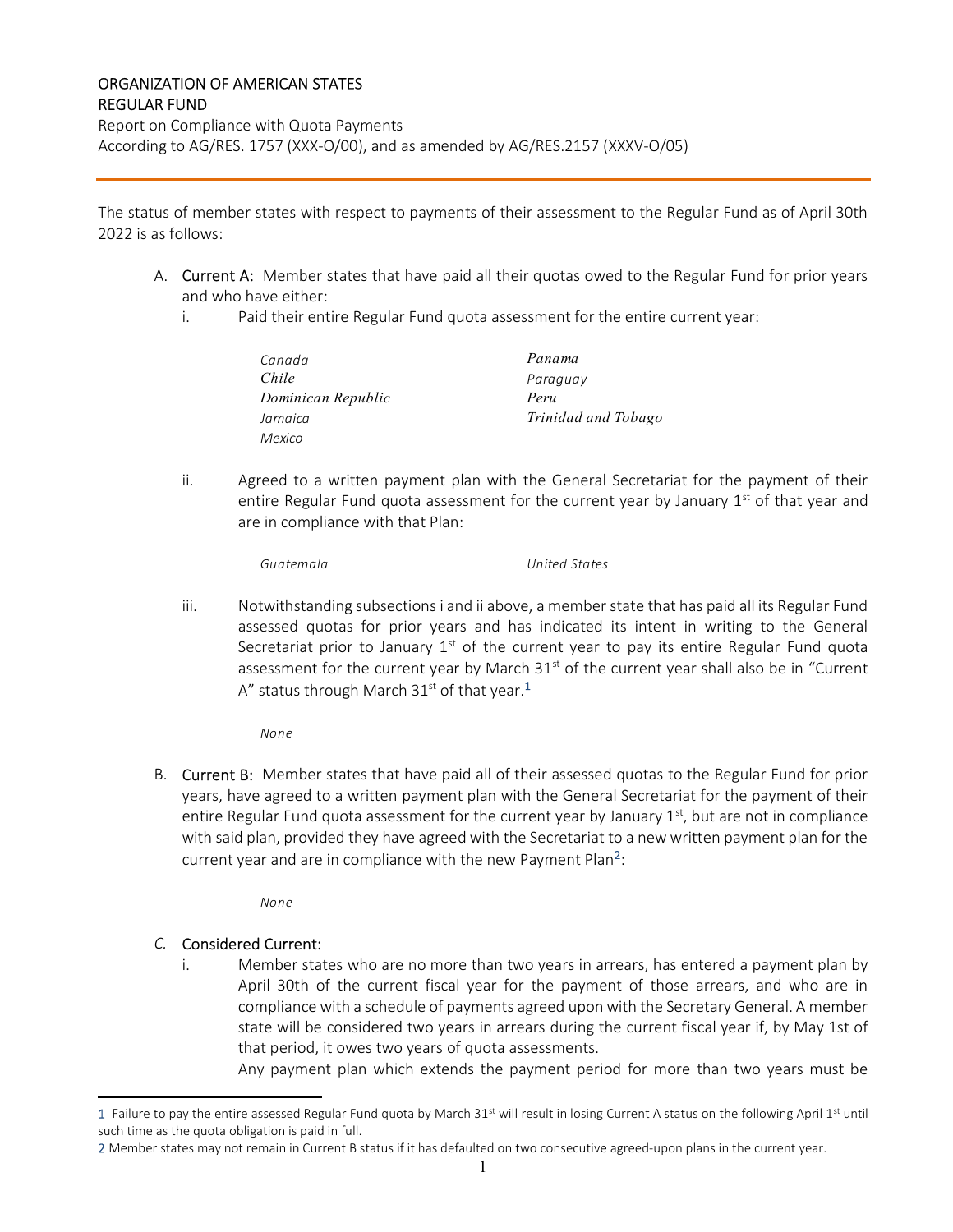ORGANIZATION OF AMERICAN STATES
REGULAR FUND
Report on Compliance with Quota Payments
According to AG/RES. 1757 (XXX-O/00), and as amended by AG/RES.2157 (XXXV-O/05)

---

The status of member states with respect to payments of their assessment to the Regular Fund as of April 30th 2022 is as follows:

A. **Current A:** Member states that have paid all their quotas owed to the Regular Fund for prior years and who have either:

   i. Paid their entire Regular Fund quota assessment for the entire current year:

      *Canada*
      *Chile*
      *Dominican Republic*
      *Jamaica*
      *Mexico*
      *Panama*
      *Paraguay*
      *Peru*
      *Trinidad and Tobago*

   ii. Agreed to a written payment plan with the General Secretariat for the payment of their entire Regular Fund quota assessment for the current year by January 1st of that year and are in compliance with that Plan:

      *Guatemala*
      *United States*

   iii. Notwithstanding subsections i and ii above, a member state that has paid all its Regular Fund assessed quotas for prior years and has indicated its intent in writing to the General Secretariat prior to January 1st of the current year to pay its entire Regular Fund quota assessment for the current year by March 31st of the current year shall also be in "Current A" status through March 31st of that year.[1]

      *None*

B. **Current B:** Member states that have paid all of their assessed quotas to the Regular Fund for prior years, have agreed to a written payment plan with the General Secretariat for the payment of their entire Regular Fund quota assessment for the current year by January 1st, but are <u>not</u> in compliance with said plan, provided they have agreed with the Secretariat to a new written payment plan for the current year and are in compliance with the new Payment Plan[2]:

   *None*

C. **Considered Current:**

   i. Member states who are no more than two years in arrears, has entered a payment plan by April 30th of the current fiscal year for the payment of those arrears, and who are in compliance with a schedule of payments agreed upon with the Secretary General. A member state will be considered two years in arrears during the current fiscal year if, by May 1st of that period, it owes two years of quota assessments.

   Any payment plan which extends the payment period for more than two years must be

---

[1] Failure to pay the entire assessed Regular Fund quota by March 31st will result in losing Current A status on the following April 1st until such time as the quota obligation is paid in full.

[2] Member states may not remain in Current B status if it has defaulted on two consecutive agreed-upon plans in the current year.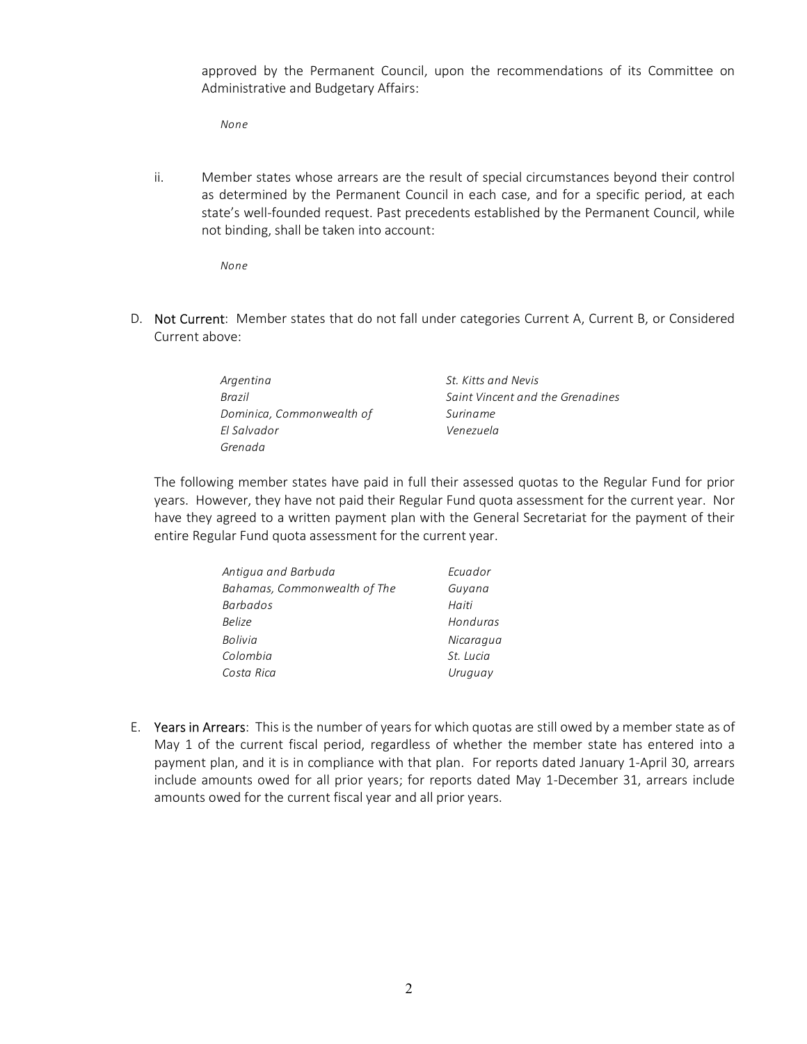approved by the Permanent Council, upon the recommendations of its Committee on Administrative and Budgetary Affairs:

*None*

ii. Member states whose arrears are the result of special circumstances beyond their control as determined by the Permanent Council in each case, and for a specific period, at each state's well-founded request. Past precedents established by the Permanent Council, while not binding, shall be taken into account:

*None*

D. Not Current: Member states that do not fall under categories Current A, Current B, or Considered Current above:

*Argentina*
*Brazil*
*Dominica, Commonwealth of*
*El Salvador*
*Grenada*
*St. Kitts and Nevis*
*Saint Vincent and the Grenadines*
*Suriname*
*Venezuela*

The following member states have paid in full their assessed quotas to the Regular Fund for prior years. However, they have not paid their Regular Fund quota assessment for the current year. Nor have they agreed to a written payment plan with the General Secretariat for the payment of their entire Regular Fund quota assessment for the current year.

*Antigua and Barbuda*
*Bahamas, Commonwealth of The*
*Barbados*
*Belize*
*Bolivia*
*Colombia*
*Costa Rica*
*Ecuador*
*Guyana*
*Haiti*
*Honduras*
*Nicaragua*
*St. Lucia*
*Uruguay*

E. Years in Arrears: This is the number of years for which quotas are still owed by a member state as of May 1 of the current fiscal period, regardless of whether the member state has entered into a payment plan, and it is in compliance with that plan. For reports dated January 1-April 30, arrears include amounts owed for all prior years; for reports dated May 1-December 31, arrears include amounts owed for the current fiscal year and all prior years.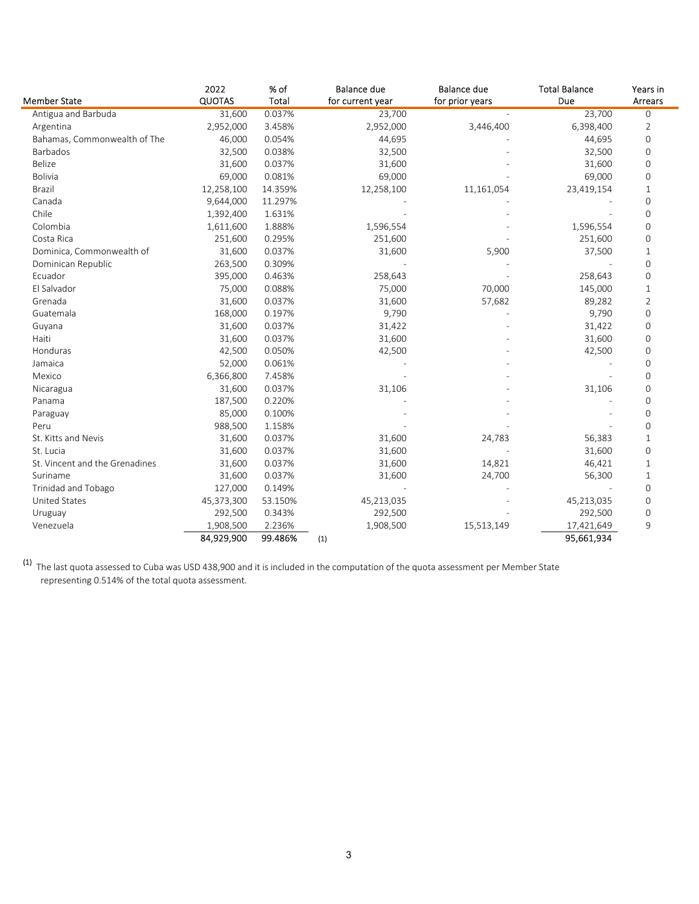| Member State | 2022 QUOTAS | % of Total | Balance due for current year | Balance due for prior years | Total Balance Due | Years in Arrears |
|---|---|---|---|---|---|---|
| Antigua and Barbuda | 31,600 | 0.037% | 23,700 | - | 23,700 | 0 |
| Argentina | 2,952,000 | 3.458% | 2,952,000 | 3,446,400 | 6,398,400 | 2 |
| Bahamas, Commonwealth of The | 46,000 | 0.054% | 44,695 | - | 44,695 | 0 |
| Barbados | 32,500 | 0.038% | 32,500 | - | 32,500 | 0 |
| Belize | 31,600 | 0.037% | 31,600 | - | 31,600 | 0 |
| Bolivia | 69,000 | 0.081% | 69,000 | - | 69,000 | 0 |
| Brazil | 12,258,100 | 14.359% | 12,258,100 | 11,161,054 | 23,419,154 | 1 |
| Canada | 9,644,000 | 11.297% | - | - | - | 0 |
| Chile | 1,392,400 | 1.631% | - | - | - | 0 |
| Colombia | 1,611,600 | 1.888% | 1,596,554 | - | 1,596,554 | 0 |
| Costa Rica | 251,600 | 0.295% | 251,600 | - | 251,600 | 0 |
| Dominica, Commonwealth of | 31,600 | 0.037% | 31,600 | 5,900 | 37,500 | 1 |
| Dominican Republic | 263,500 | 0.309% | - | - | - | 0 |
| Ecuador | 395,000 | 0.463% | 258,643 | - | 258,643 | 0 |
| El Salvador | 75,000 | 0.088% | 75,000 | 70,000 | 145,000 | 1 |
| Grenada | 31,600 | 0.037% | 31,600 | 57,682 | 89,282 | 2 |
| Guatemala | 168,000 | 0.197% | 9,790 | - | 9,790 | 0 |
| Guyana | 31,600 | 0.037% | 31,422 | - | 31,422 | 0 |
| Haiti | 31,600 | 0.037% | 31,600 | - | 31,600 | 0 |
| Honduras | 42,500 | 0.050% | 42,500 | - | 42,500 | 0 |
| Jamaica | 52,000 | 0.061% | - | - | - | 0 |
| Mexico | 6,366,800 | 7.458% | - | - | - | 0 |
| Nicaragua | 31,600 | 0.037% | 31,106 | - | 31,106 | 0 |
| Panama | 187,500 | 0.220% | - | - | - | 0 |
| Paraguay | 85,000 | 0.100% | - | - | - | 0 |
| Peru | 988,500 | 1.158% | - | - | - | 0 |
| St. Kitts and Nevis | 31,600 | 0.037% | 31,600 | 24,783 | 56,383 | 1 |
| St. Lucia | 31,600 | 0.037% | 31,600 | - | 31,600 | 0 |
| St. Vincent and the Grenadines | 31,600 | 0.037% | 31,600 | 14,821 | 46,421 | 1 |
| Suriname | 31,600 | 0.037% | 31,600 | 24,700 | 56,300 | 1 |
| Trinidad and Tobago | 127,000 | 0.149% | - | - | - | 0 |
| United States | 45,373,300 | 53.150% | 45,213,035 | - | 45,213,035 | 0 |
| Uruguay | 292,500 | 0.343% | 292,500 | - | 292,500 | 0 |
| Venezuela | 1,908,500 | 2.236% | 1,908,500 | 15,513,149 | 17,421,649 | 9 |
| | 84,929,900 | 99.486% | (1) | | 95,661,934 | |

(1) The last quota assessed to Cuba was USD 438,900 and it is included in the computation of the quota assessment per Member State representing 0.514% of the total quota assessment.